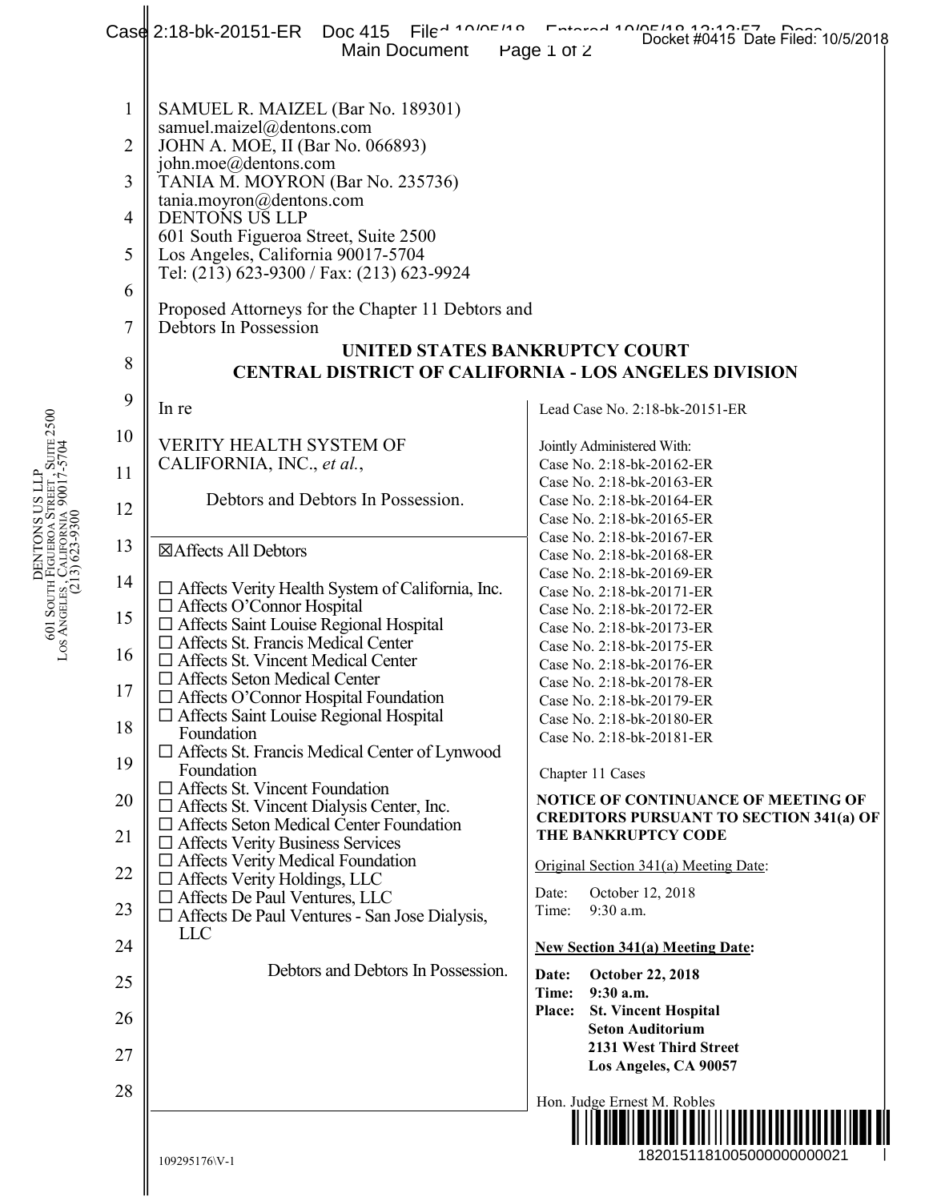SAMUEL R. MAIZEL (Bar No. 189301)
samuel.maizel@dentons.com
JOHN A. MOE, II (Bar No. 066893)
john.moe@dentons.com
TANIA M. MOYRON (Bar No. 235736)
tania.moyron@dentons.com
DENTONS US LLP
601 South Figueroa Street, Suite 2500
Los Angeles, California 90017-5704
Tel: (213) 623-9300 / Fax: (213) 623-9924

Proposed Attorneys for the Chapter 11 Debtors and Debtors In Possession

**UNITED STATES BANKRUPTCY COURT**
**CENTRAL DISTRICT OF CALIFORNIA - LOS ANGELES DIVISION**

In re

VERITY HEALTH SYSTEM OF CALIFORNIA, INC., *et al.*,

Debtors and Debtors In Possession.

☒Affects All Debtors

☐ Affects Verity Health System of California, Inc.
☐ Affects O'Connor Hospital
☐ Affects Saint Louise Regional Hospital
☐ Affects St. Francis Medical Center
☐ Affects St. Vincent Medical Center
☐ Affects Seton Medical Center
☐ Affects O'Connor Hospital Foundation
☐ Affects Saint Louise Regional Hospital Foundation
☐ Affects St. Francis Medical Center of Lynwood Foundation
☐ Affects St. Vincent Foundation
☐ Affects St. Vincent Dialysis Center, Inc.
☐ Affects Seton Medical Center Foundation
☐ Affects Verity Business Services
☐ Affects Verity Medical Foundation
☐ Affects Verity Holdings, LLC
☐ Affects De Paul Ventures, LLC
☐ Affects De Paul Ventures - San Jose Dialysis, LLC

Debtors and Debtors In Possession.

Lead Case No. 2:18-bk-20151-ER

Jointly Administered With:
Case No. 2:18-bk-20162-ER
Case No. 2:18-bk-20163-ER
Case No. 2:18-bk-20164-ER
Case No. 2:18-bk-20165-ER
Case No. 2:18-bk-20167-ER
Case No. 2:18-bk-20168-ER
Case No. 2:18-bk-20169-ER
Case No. 2:18-bk-20171-ER
Case No. 2:18-bk-20172-ER
Case No. 2:18-bk-20173-ER
Case No. 2:18-bk-20175-ER
Case No. 2:18-bk-20176-ER
Case No. 2:18-bk-20178-ER
Case No. 2:18-bk-20179-ER
Case No. 2:18-bk-20180-ER
Case No. 2:18-bk-20181-ER

Chapter 11 Cases

**NOTICE OF CONTINUANCE OF MEETING OF CREDITORS PURSUANT TO SECTION 341(a) OF THE BANKRUPTCY CODE**

Original Section 341(a) Meeting Date:

Date: October 12, 2018
Time: 9:30 a.m.

**New Section 341(a) Meeting Date:**

**Date: October 22, 2018**
**Time: 9:30 a.m.**
**Place: St. Vincent Hospital**
**Seton Auditorium**
**2131 West Third Street**
**Los Angeles, CA 90057**

Hon. Judge Ernest M. Robles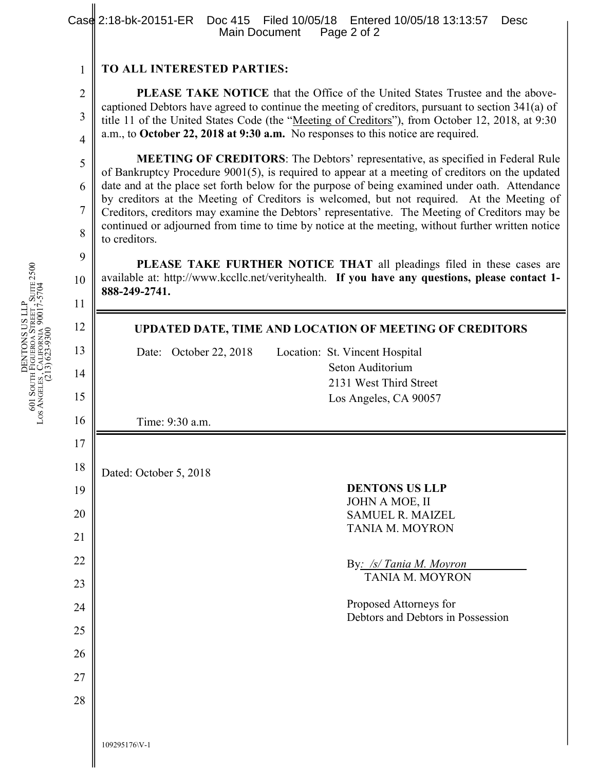**TO ALL INTERESTED PARTIES:**

**PLEASE TAKE NOTICE** that the Office of the United States Trustee and the above-captioned Debtors have agreed to continue the meeting of creditors, pursuant to section 341(a) of title 11 of the United States Code (the "Meeting of Creditors"), from October 12, 2018, at 9:30 a.m., to **October 22, 2018 at 9:30 a.m.** No responses to this notice are required.

**MEETING OF CREDITORS**: The Debtors' representative, as specified in Federal Rule of Bankruptcy Procedure 9001(5), is required to appear at a meeting of creditors on the updated date and at the place set forth below for the purpose of being examined under oath. Attendance by creditors at the Meeting of Creditors is welcomed, but not required. At the Meeting of Creditors, creditors may examine the Debtors' representative. The Meeting of Creditors may be continued or adjourned from time to time by notice at the meeting, without further written notice to creditors.

**PLEASE TAKE FURTHER NOTICE THAT** all pleadings filed in these cases are available at: http://www.kccllc.net/verityhealth. **If you have any questions, please contact 1-888-249-2741.**

---

**UPDATED DATE, TIME AND LOCATION OF MEETING OF CREDITORS**

Date: October 22, 2018

Location: St. Vincent Hospital
Seton Auditorium
2131 West Third Street
Los Angeles, CA 90057

Time: 9:30 a.m.

---

Dated: October 5, 2018

**DENTONS US LLP**
JOHN A MOE, II
SAMUEL R. MAIZEL
TANIA M. MOYRON

By: */s/ Tania M. Moyron*
TANIA M. MOYRON

Proposed Attorneys for
Debtors and Debtors in Possession